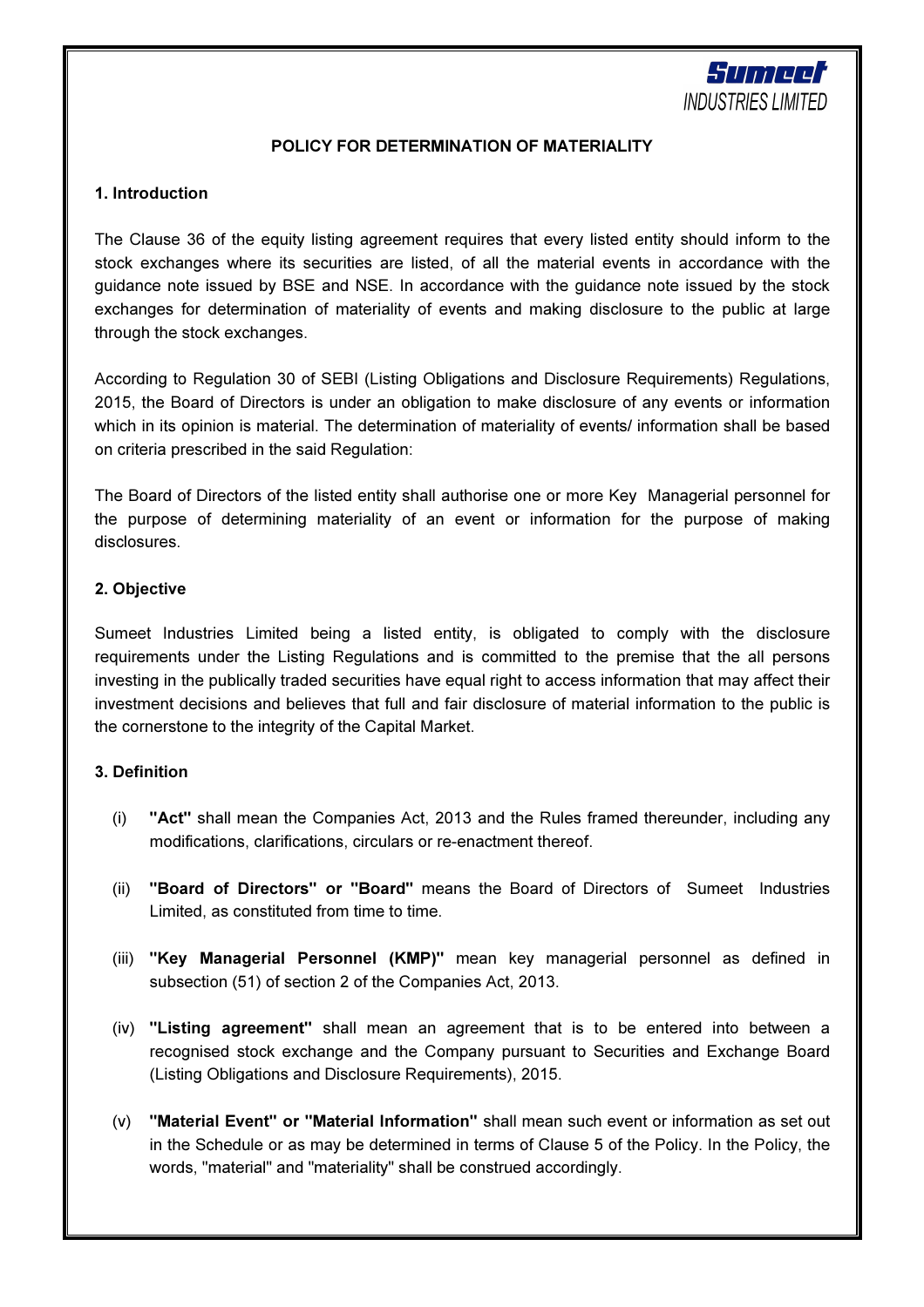Sumeet INDUSTRIES LIMITED

# POLICY FOR DETERMINATION OF MATERIALITY

## 1. Introduction

The Clause 36 of the equity listing agreement requires that every listed entity should inform to the stock exchanges where its securities are listed, of all the material events in accordance with the guidance note issued by BSE and NSE. In accordance with the guidance note issued by the stock exchanges for determination of materiality of events and making disclosure to the public at large through the stock exchanges.

According to Regulation 30 of SEBI (Listing Obligations and Disclosure Requirements) Regulations, 2015, the Board of Directors is under an obligation to make disclosure of any events or information which in its opinion is material. The determination of materiality of events/ information shall be based on criteria prescribed in the said Regulation:

The Board of Directors of the listed entity shall authorise one or more Key Managerial personnel for the purpose of determining materiality of an event or information for the purpose of making disclosures.

## 2. Objective

Sumeet Industries Limited being a listed entity, is obligated to comply with the disclosure requirements under the Listing Regulations and is committed to the premise that the all persons investing in the publically traded securities have equal right to access information that may affect their investment decisions and believes that full and fair disclosure of material information to the public is the cornerstone to the integrity of the Capital Market.

## 3. Definition

(i) **"Act"** shall mean the Companies Act, 2013 and the Rules framed thereunder, including any modifications, clarifications, circulars or re-enactment thereof.

(ii) **"Board of Directors" or "Board"** means the Board of Directors of Sumeet Industries Limited, as constituted from time to time.

(iii) **"Key Managerial Personnel (KMP)"** mean key managerial personnel as defined in subsection (51) of section 2 of the Companies Act, 2013.

(iv) **"Listing agreement"** shall mean an agreement that is to be entered into between a recognised stock exchange and the Company pursuant to Securities and Exchange Board (Listing Obligations and Disclosure Requirements), 2015.

(v) **"Material Event" or "Material Information"** shall mean such event or information as set out in the Schedule or as may be determined in terms of Clause 5 of the Policy. In the Policy, the words, "material" and "materiality" shall be construed accordingly.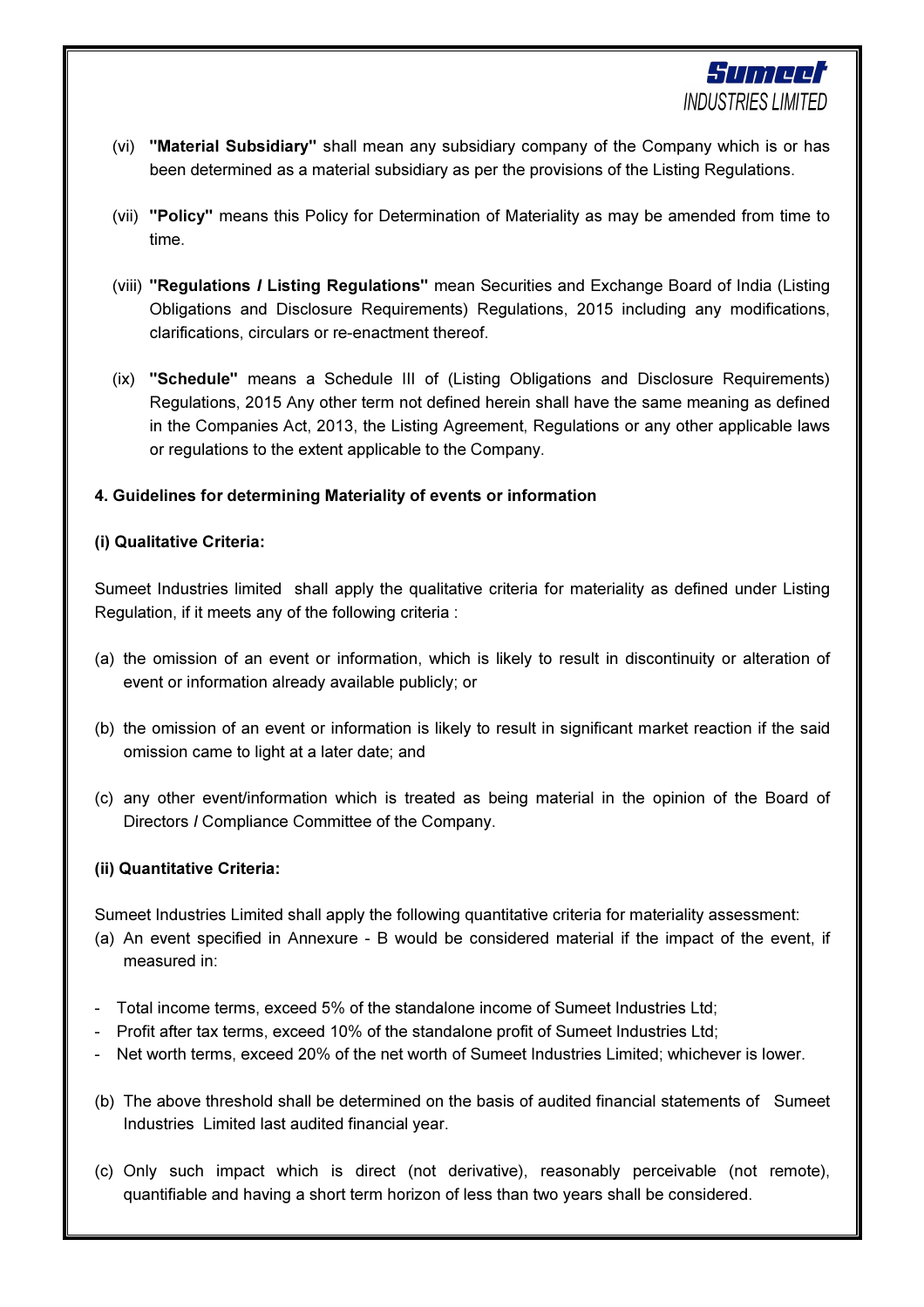(vi) **"Material Subsidiary"** shall mean any subsidiary company of the Company which is or has been determined as a material subsidiary as per the provisions of the Listing Regulations.

(vii) **"Policy"** means this Policy for Determination of Materiality as may be amended from time to time.

(viii) **"Regulations / Listing Regulations"** mean Securities and Exchange Board of India (Listing Obligations and Disclosure Requirements) Regulations, 2015 including any modifications, clarifications, circulars or re-enactment thereof.

(ix) **"Schedule"** means a Schedule III of (Listing Obligations and Disclosure Requirements) Regulations, 2015 Any other term not defined herein shall have the same meaning as defined in the Companies Act, 2013, the Listing Agreement, Regulations or any other applicable laws or regulations to the extent applicable to the Company.

**4. Guidelines for determining Materiality of events or information**

**(i) Qualitative Criteria:**

Sumeet Industries limited shall apply the qualitative criteria for materiality as defined under Listing Regulation, if it meets any of the following criteria :

(a) the omission of an event or information, which is likely to result in discontinuity or alteration of event or information already available publicly; or

(b) the omission of an event or information is likely to result in significant market reaction if the said omission came to light at a later date; and

(c) any other event/information which is treated as being material in the opinion of the Board of Directors / Compliance Committee of the Company.

**(ii) Quantitative Criteria:**

Sumeet Industries Limited shall apply the following quantitative criteria for materiality assessment:

(a) An event specified in Annexure - B would be considered material if the impact of the event, if measured in:

- Total income terms, exceed 5% of the standalone income of Sumeet Industries Ltd;
- Profit after tax terms, exceed 10% of the standalone profit of Sumeet Industries Ltd;
- Net worth terms, exceed 20% of the net worth of Sumeet Industries Limited; whichever is lower.

(b) The above threshold shall be determined on the basis of audited financial statements of Sumeet Industries Limited last audited financial year.

(c) Only such impact which is direct (not derivative), reasonably perceivable (not remote), quantifiable and having a short term horizon of less than two years shall be considered.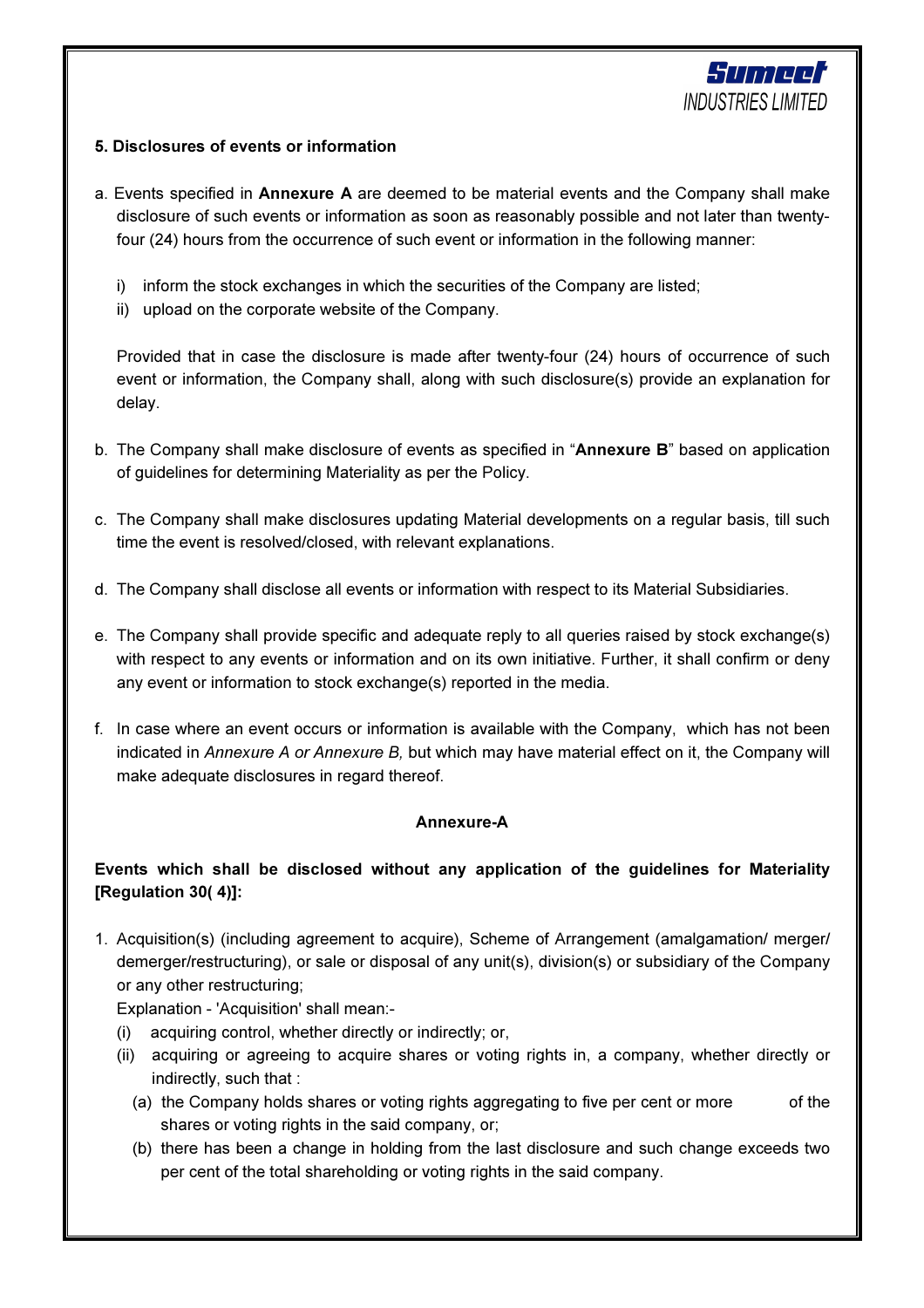**5. Disclosures of events or information**

a. Events specified in **Annexure A** are deemed to be material events and the Company shall make disclosure of such events or information as soon as reasonably possible and not later than twenty-four (24) hours from the occurrence of such event or information in the following manner:

   i) inform the stock exchanges in which the securities of the Company are listed;
   ii) upload on the corporate website of the Company.

   Provided that in case the disclosure is made after twenty-four (24) hours of occurrence of such event or information, the Company shall, along with such disclosure(s) provide an explanation for delay.

b. The Company shall make disclosure of events as specified in "**Annexure B**" based on application of guidelines for determining Materiality as per the Policy.

c. The Company shall make disclosures updating Material developments on a regular basis, till such time the event is resolved/closed, with relevant explanations.

d. The Company shall disclose all events or information with respect to its Material Subsidiaries.

e. The Company shall provide specific and adequate reply to all queries raised by stock exchange(s) with respect to any events or information and on its own initiative. Further, it shall confirm or deny any event or information to stock exchange(s) reported in the media.

f. In case where an event occurs or information is available with the Company, which has not been indicated in *Annexure A or Annexure B,* but which may have material effect on it, the Company will make adequate disclosures in regard thereof.

**Annexure-A**

**Events which shall be disclosed without any application of the guidelines for Materiality [Regulation 30( 4)]:**

1. Acquisition(s) (including agreement to acquire), Scheme of Arrangement (amalgamation/ merger/ demerger/restructuring), or sale or disposal of any unit(s), division(s) or subsidiary of the Company or any other restructuring;

   Explanation - 'Acquisition' shall mean:-

   (i) acquiring control, whether directly or indirectly; or,

   (ii) acquiring or agreeing to acquire shares or voting rights in, a company, whether directly or indirectly, such that :

      (a) the Company holds shares or voting rights aggregating to five per cent or more of the shares or voting rights in the said company, or;

      (b) there has been a change in holding from the last disclosure and such change exceeds two per cent of the total shareholding or voting rights in the said company.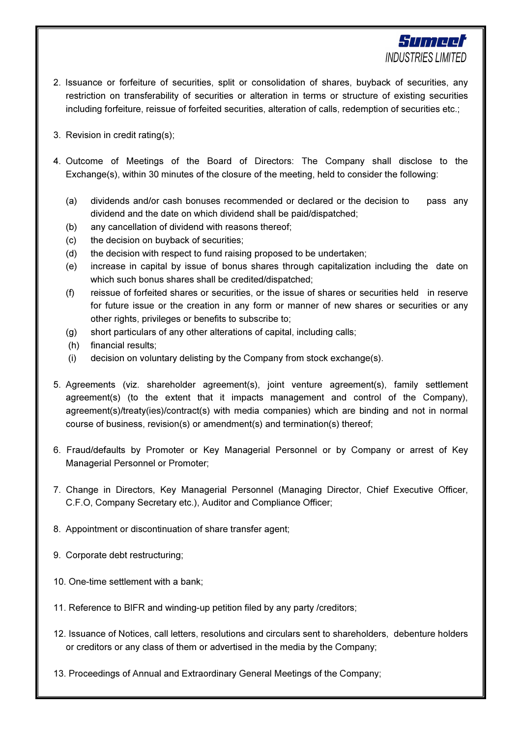2. Issuance or forfeiture of securities, split or consolidation of shares, buyback of securities, any restriction on transferability of securities or alteration in terms or structure of existing securities including forfeiture, reissue of forfeited securities, alteration of calls, redemption of securities etc.;

3. Revision in credit rating(s);

4. Outcome of Meetings of the Board of Directors: The Company shall disclose to the Exchange(s), within 30 minutes of the closure of the meeting, held to consider the following:

   (a) dividends and/or cash bonuses recommended or declared or the decision to pass any dividend and the date on which dividend shall be paid/dispatched;
   (b) any cancellation of dividend with reasons thereof;
   (c) the decision on buyback of securities;
   (d) the decision with respect to fund raising proposed to be undertaken;
   (e) increase in capital by issue of bonus shares through capitalization including the date on which such bonus shares shall be credited/dispatched;
   (f) reissue of forfeited shares or securities, or the issue of shares or securities held in reserve for future issue or the creation in any form or manner of new shares or securities or any other rights, privileges or benefits to subscribe to;
   (g) short particulars of any other alterations of capital, including calls;
   (h) financial results;
   (i) decision on voluntary delisting by the Company from stock exchange(s).

5. Agreements (viz. shareholder agreement(s), joint venture agreement(s), family settlement agreement(s) (to the extent that it impacts management and control of the Company), agreement(s)/treaty(ies)/contract(s) with media companies) which are binding and not in normal course of business, revision(s) or amendment(s) and termination(s) thereof;

6. Fraud/defaults by Promoter or Key Managerial Personnel or by Company or arrest of Key Managerial Personnel or Promoter;

7. Change in Directors, Key Managerial Personnel (Managing Director, Chief Executive Officer, C.F.O, Company Secretary etc.), Auditor and Compliance Officer;

8. Appointment or discontinuation of share transfer agent;

9. Corporate debt restructuring;

10. One-time settlement with a bank;

11. Reference to BIFR and winding-up petition filed by any party /creditors;

12. Issuance of Notices, call letters, resolutions and circulars sent to shareholders, debenture holders or creditors or any class of them or advertised in the media by the Company;

13. Proceedings of Annual and Extraordinary General Meetings of the Company;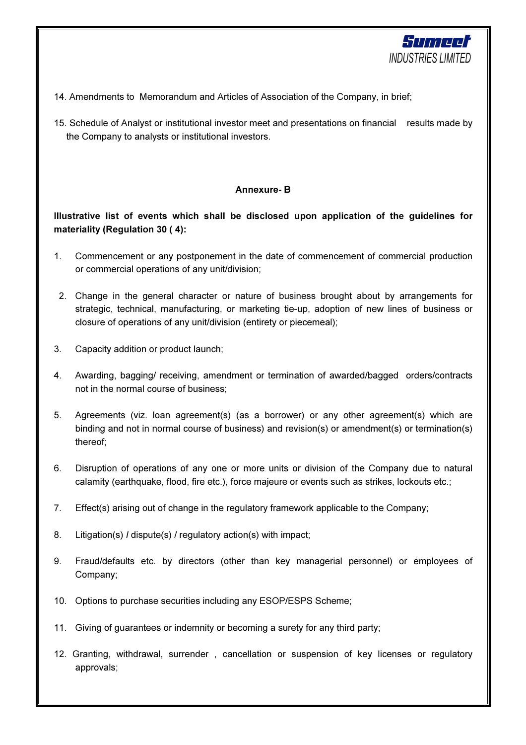14. Amendments to Memorandum and Articles of Association of the Company, in brief;

15. Schedule of Analyst or institutional investor meet and presentations on financial results made by the Company to analysts or institutional investors.

**Annexure- B**

**Illustrative list of events which shall be disclosed upon application of the guidelines for materiality (Regulation 30 ( 4):**

1. Commencement or any postponement in the date of commencement of commercial production or commercial operations of any unit/division;

2. Change in the general character or nature of business brought about by arrangements for strategic, technical, manufacturing, or marketing tie-up, adoption of new lines of business or closure of operations of any unit/division (entirety or piecemeal);

3. Capacity addition or product launch;

4. Awarding, bagging/ receiving, amendment or termination of awarded/bagged orders/contracts not in the normal course of business;

5. Agreements (viz. loan agreement(s) (as a borrower) or any other agreement(s) which are binding and not in normal course of business) and revision(s) or amendment(s) or termination(s) thereof;

6. Disruption of operations of any one or more units or division of the Company due to natural calamity (earthquake, flood, fire etc.), force majeure or events such as strikes, lockouts etc.;

7. Effect(s) arising out of change in the regulatory framework applicable to the Company;

8. Litigation(s) / dispute(s) / regulatory action(s) with impact;

9. Fraud/defaults etc. by directors (other than key managerial personnel) or employees of Company;

10. Options to purchase securities including any ESOP/ESPS Scheme;

11. Giving of guarantees or indemnity or becoming a surety for any third party;

12. Granting, withdrawal, surrender , cancellation or suspension of key licenses or regulatory approvals;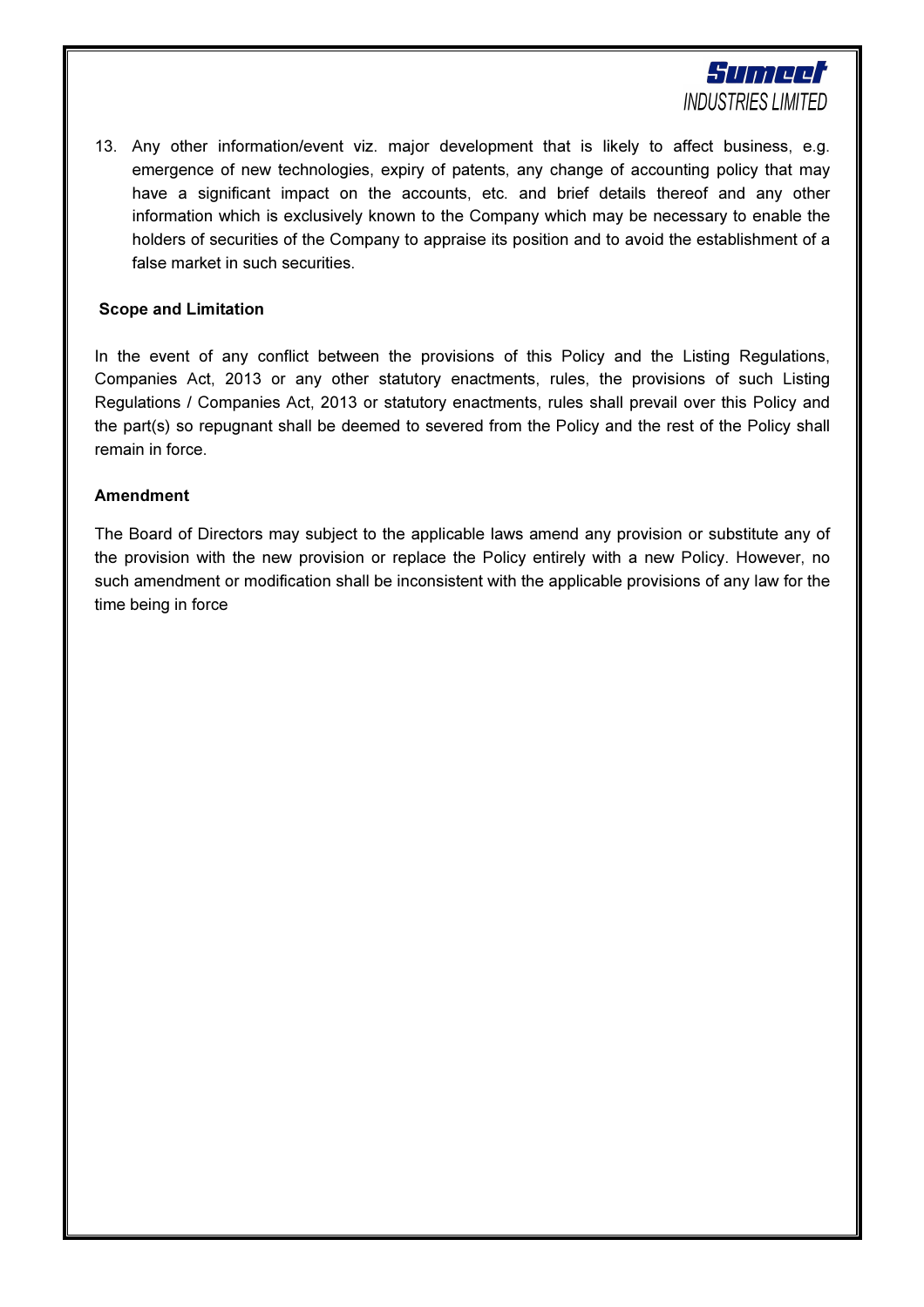13. Any other information/event viz. major development that is likely to affect business, e.g. emergence of new technologies, expiry of patents, any change of accounting policy that may have a significant impact on the accounts, etc. and brief details thereof and any other information which is exclusively known to the Company which may be necessary to enable the holders of securities of the Company to appraise its position and to avoid the establishment of a false market in such securities.

**Scope and Limitation**

In the event of any conflict between the provisions of this Policy and the Listing Regulations, Companies Act, 2013 or any other statutory enactments, rules, the provisions of such Listing Regulations / Companies Act, 2013 or statutory enactments, rules shall prevail over this Policy and the part(s) so repugnant shall be deemed to severed from the Policy and the rest of the Policy shall remain in force.

**Amendment**

The Board of Directors may subject to the applicable laws amend any provision or substitute any of the provision with the new provision or replace the Policy entirely with a new Policy. However, no such amendment or modification shall be inconsistent with the applicable provisions of any law for the time being in force